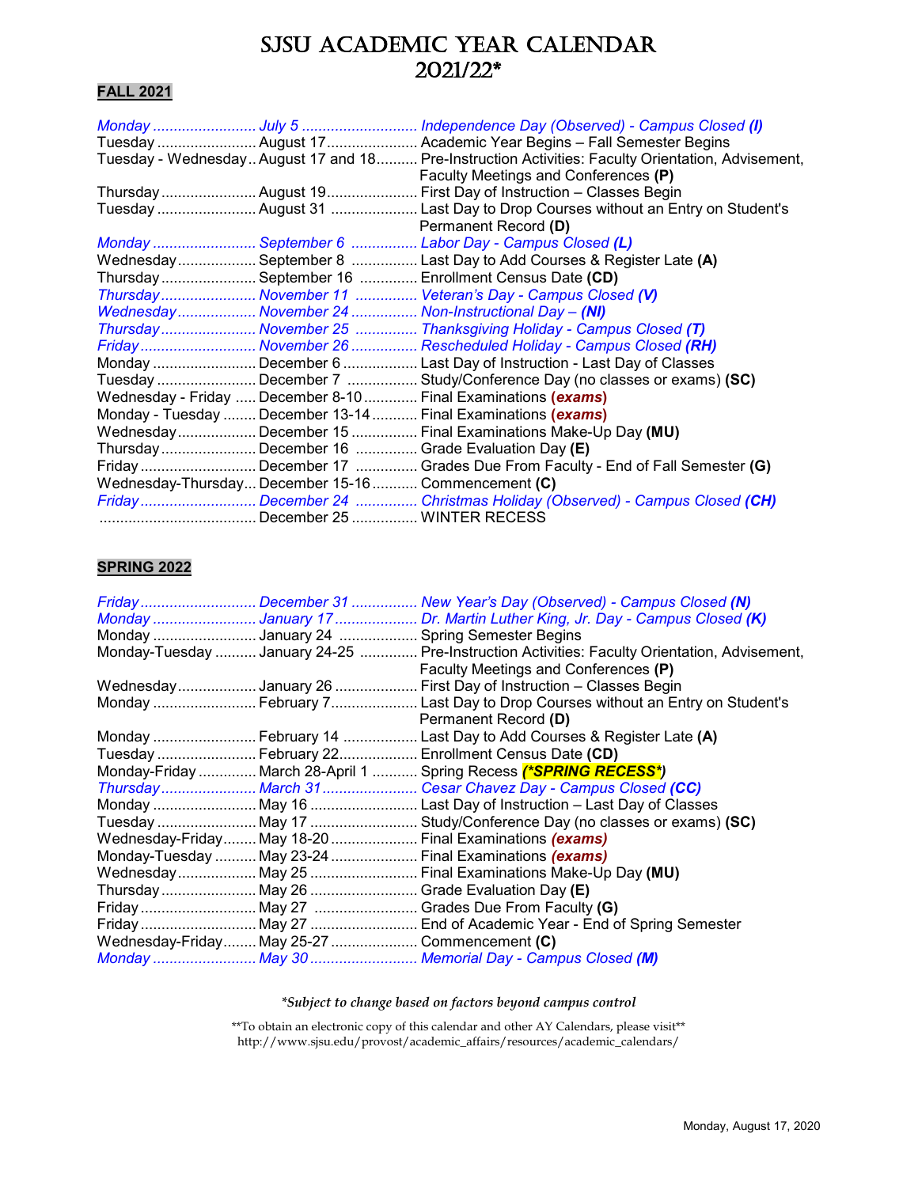# SJSU Academic Year Calendar 2021/22*

## FALL 2021

| | | |
|---|---|---|
| *Monday* | *July 5* | *Independence Day (Observed) - Campus Closed* ***(I)*** |
| Tuesday | August 17 | Academic Year Begins – Fall Semester Begins |
| Tuesday - Wednesday | August 17 and 18 | Pre-Instruction Activities: Faculty Orientation, Advisement, Faculty Meetings and Conferences **(P)** |
| Thursday | August 19 | First Day of Instruction – Classes Begin |
| Tuesday | August 31 | Last Day to Drop Courses without an Entry on Student's Permanent Record **(D)** |
| *Monday* | *September 6* | *Labor Day - Campus Closed* ***(L)*** |
| Wednesday | September 8 | Last Day to Add Courses & Register Late **(A)** |
| Thursday | September 16 | Enrollment Census Date **(CD)** |
| *Thursday* | *November 11* | *Veteran's Day - Campus Closed* ***(V)*** |
| *Wednesday* | *November 24* | *Non-Instructional Day –* ***(NI)*** |
| *Thursday* | *November 25* | *Thanksgiving Holiday - Campus Closed* ***(T)*** |
| *Friday* | *November 26* | *Rescheduled Holiday - Campus Closed* ***(RH)*** |
| Monday | December 6 | Last Day of Instruction - Last Day of Classes |
| Tuesday | December 7 | Study/Conference Day (no classes or exams) **(SC)** |
| Wednesday - Friday | December 8-10 | Final Examinations ***(exams)*** |
| Monday - Tuesday | December 13-14 | Final Examinations ***(exams)*** |
| Wednesday | December 15 | Final Examinations Make-Up Day **(MU)** |
| Thursday | December 16 | Grade Evaluation Day **(E)** |
| Friday | December 17 | Grades Due From Faculty - End of Fall Semester **(G)** |
| Wednesday-Thursday | December 15-16 | Commencement **(C)** |
| *Friday* | *December 24* | *Christmas Holiday (Observed) - Campus Closed* ***(CH)*** |
| | December 25 | WINTER RECESS |

## SPRING 2022

| | | |
|---|---|---|
| *Friday* | *December 31* | *New Year's Day (Observed) - Campus Closed* ***(N)*** |
| *Monday* | *January 17* | *Dr. Martin Luther King, Jr. Day - Campus Closed* ***(K)*** |
| Monday | January 24 | Spring Semester Begins |
| Monday-Tuesday | January 24-25 | Pre-Instruction Activities: Faculty Orientation, Advisement, Faculty Meetings and Conferences **(P)** |
| Wednesday | January 26 | First Day of Instruction – Classes Begin |
| Monday | February 7 | Last Day to Drop Courses without an Entry on Student's Permanent Record **(D)** |
| Monday | February 14 | Last Day to Add Courses & Register Late **(A)** |
| Tuesday | February 22 | Enrollment Census Date **(CD)** |
| Monday-Friday | March 28-April 1 | Spring Recess ***(*SPRING RECESS*)*** |
| *Thursday* | *March 31* | *Cesar Chavez Day - Campus Closed* ***(CC)*** |
| Monday | May 16 | Last Day of Instruction – Last Day of Classes |
| Tuesday | May 17 | Study/Conference Day (no classes or exams) **(SC)** |
| Wednesday-Friday | May 18-20 | Final Examinations ***(exams)*** |
| Monday-Tuesday | May 23-24 | Final Examinations ***(exams)*** |
| Wednesday | May 25 | Final Examinations Make-Up Day **(MU)** |
| Thursday | May 26 | Grade Evaluation Day **(E)** |
| Friday | May 27 | Grades Due From Faculty **(G)** |
| Friday | May 27 | End of Academic Year - End of Spring Semester |
| Wednesday-Friday | May 25-27 | Commencement **(C)** |
| *Monday* | *May 30* | *Memorial Day - Campus Closed* ***(M)*** |

*\*Subject to change based on factors beyond campus control*

**To obtain an electronic copy of this calendar and other AY Calendars, please visit**
http://www.sjsu.edu/provost/academic_affairs/resources/academic_calendars/

Monday, August 17, 2020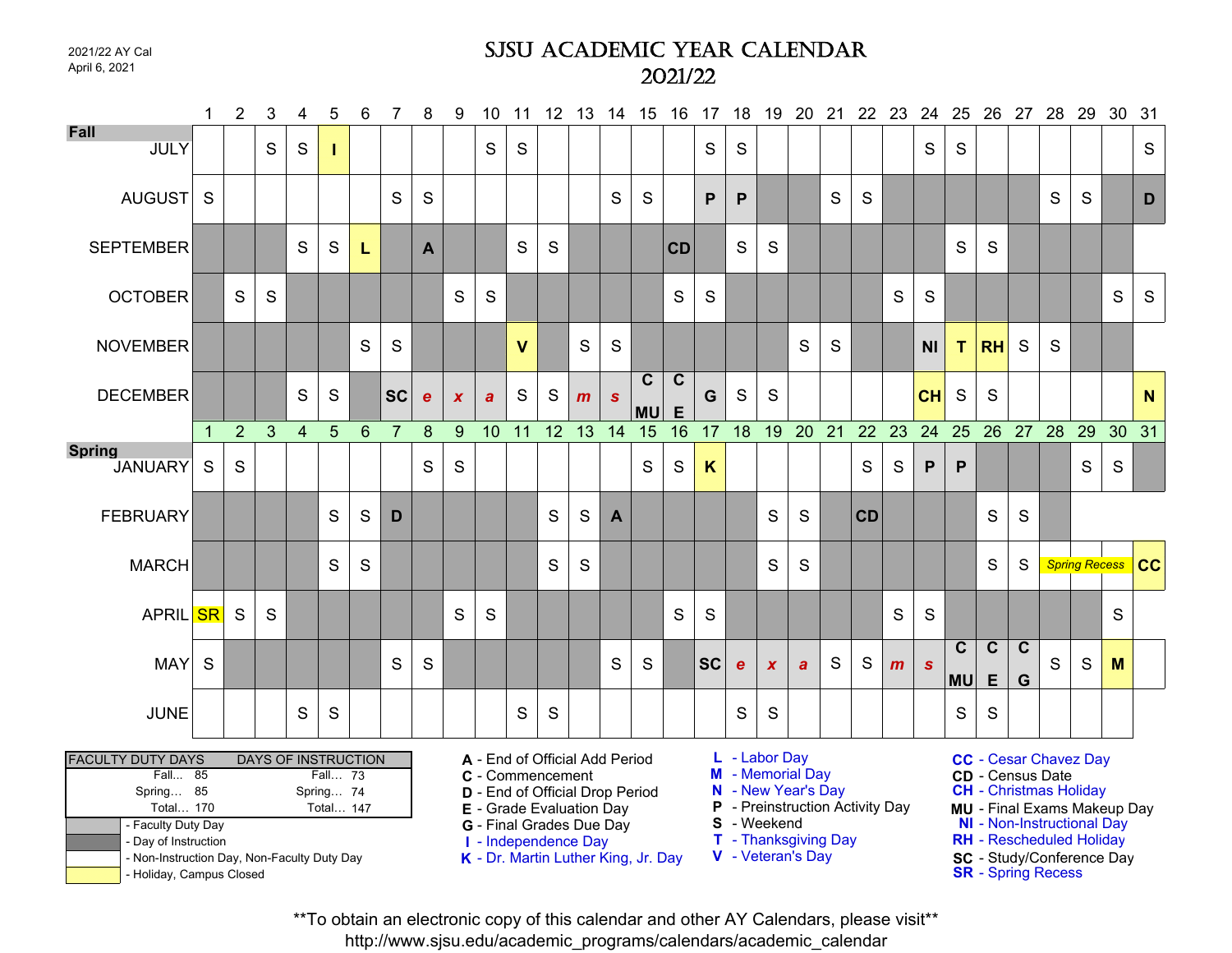2021/22 AY Cal
April 6, 2021

# SJSU ACADEMIC YEAR CALENDAR
## 2021/22

| | 1 | 2 | 3 | 4 | 5 | 6 | 7 | 8 | 9 | 10 | 11 | 12 | 13 | 14 | 15 | 16 | 17 | 18 | 19 | 20 | 21 | 22 | 23 | 24 | 25 | 26 | 27 | 28 | 29 | 30 | 31 |
|---|---|---|---|---|---|---|---|---|---|---|---|---|---|---|---|---|---|---|---|---|---|---|---|---|---|---|---|---|---|---|---|
| **Fall** | | | | | | | | | | | | | | | | | | | | | | | | | | | | | | | |
| JULY | | | S | S | I | | | | | S | S | | | | | | S | S | | | | | | S | S | | | | | | S |
| AUGUST | S | | | | | | S | S | | | | | | S | S | | P | P | | | S | S | | | | | | S | S | | D |
| SEPTEMBER | | | | S | S | L | | A | | | S | S | | | | CD | | S | S | | | | | | S | S | | | | | |
| OCTOBER | | S | S | | | | | | S | S | | | | | | S | S | | | | | | S | S | | | | | | S | S |
| NOVEMBER | | | | | | S | S | | | | V | | S | S | | | | | | S | S | | | NI | T | RH | S | S | | | |
| DECEMBER | | | | S | S | | SC | e | x | a | S | S | m | s | C MU | C E | G | S | S | | | | | CH | S | S | | | | | N |
| | 1 | 2 | 3 | 4 | 5 | 6 | 7 | 8 | 9 | 10 | 11 | 12 | 13 | 14 | 15 | 16 | 17 | 18 | 19 | 20 | 21 | 22 | 23 | 24 | 25 | 26 | 27 | 28 | 29 | 30 | 31 |
| **Spring** | | | | | | | | | | | | | | | | | | | | | | | | | | | | | | | |
| JANUARY | S | S | | | | | | S | S | | | | | | S | S | K | | | | | S | S | P | P | | | | S | S | |
| FEBRUARY | | | | | S | S | D | | | | | S | S | A | | | | | S | S | | CD | | | | S | S | | | | |
| MARCH | | | | | S | S | | | | | | S | S | | | | | | S | S | | | | | | S | S | Spring Recess | | | CC |
| APRIL | SR | S | S | | | | | | S | S | | | | | | S | S | | | | | | S | S | | | | | | S | |
| MAY | S | | | | | | S | S | | | | | | S | S | | SC | e | x | a | S | S | m | s | C MU | C E | C G | S | S | M | |
| JUNE | | | | S | S | | | | | | S | S | | | | | | S | S | | | | | | S | S | | | | | |

| FACULTY DUTY DAYS | | DAYS OF INSTRUCTION | |
|---|---|---|---|
| Fall... | 85 | Fall... | 73 |
| Spring... | 85 | Spring... | 74 |
| Total... | 170 | Total... | 147 |

- Faculty Duty Day
- Day of Instruction
- Non-Instruction Day, Non-Faculty Duty Day
- Holiday, Campus Closed

**A** - End of Official Add Period
**C** - Commencement
**D** - End of Official Drop Period
**E** - Grade Evaluation Day
**G** - Final Grades Due Day
**I** - Independence Day
**K** - Dr. Martin Luther King, Jr. Day
**L** - Labor Day
**M** - Memorial Day
**N** - New Year's Day
**P** - Preinstruction Activity Day
**S** - Weekend
**T** - Thanksgiving Day
**V** - Veteran's Day
**CC** - Cesar Chavez Day
**CD** - Census Date
**CH** - Christmas Holiday
**MU** - Final Exams Makeup Day
**NI** - Non-Instructional Day
**RH** - Rescheduled Holiday
**SC** - Study/Conference Day
**SR** - Spring Recess

**To obtain an electronic copy of this calendar and other AY Calendars, please visit**
http://www.sjsu.edu/academic_programs/calendars/academic_calendar